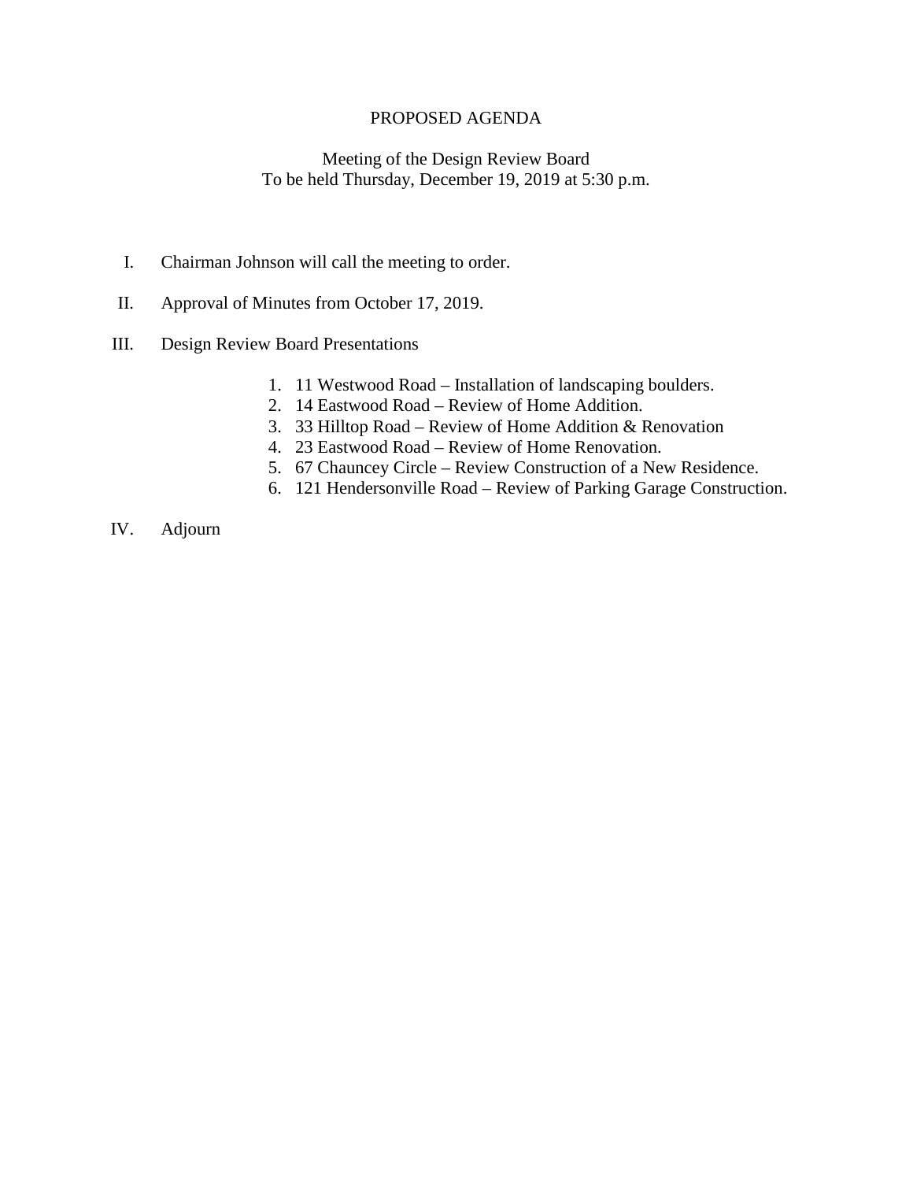# PROPOSED AGENDA

Meeting of the Design Review Board
To be held Thursday, December 19, 2019 at 5:30 p.m.

I. Chairman Johnson will call the meeting to order.

II. Approval of Minutes from October 17, 2019.

III. Design Review Board Presentations

1. 11 Westwood Road – Installation of landscaping boulders.
2. 14 Eastwood Road – Review of Home Addition.
3. 33 Hilltop Road – Review of Home Addition & Renovation
4. 23 Eastwood Road – Review of Home Renovation.
5. 67 Chauncey Circle – Review Construction of a New Residence.
6. 121 Hendersonville Road – Review of Parking Garage Construction.

IV. Adjourn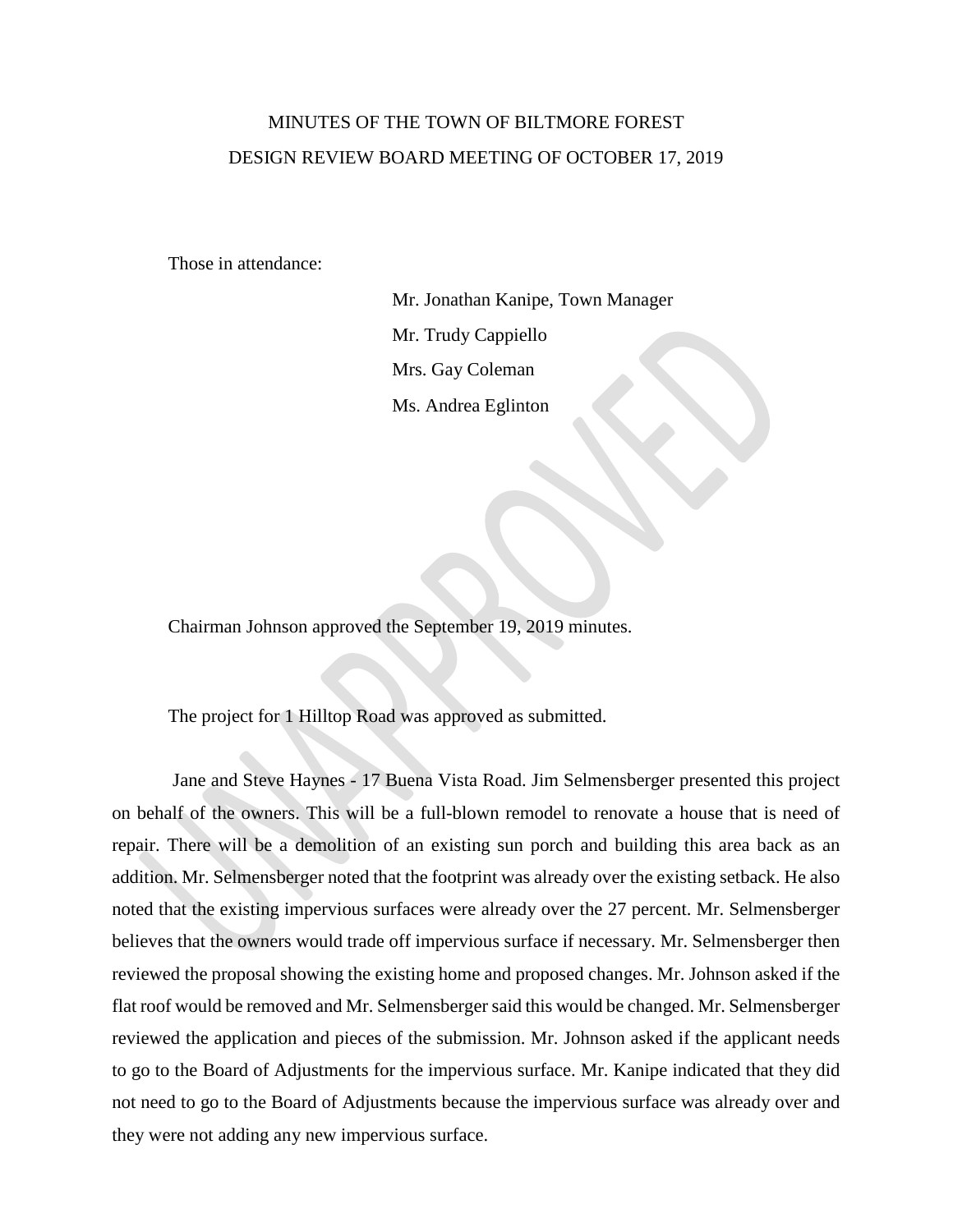MINUTES OF THE TOWN OF BILTMORE FOREST
DESIGN REVIEW BOARD MEETING OF OCTOBER 17, 2019

Those in attendance:

Mr. Jonathan Kanipe, Town Manager
Mr. Trudy Cappiello
Mrs. Gay Coleman
Ms. Andrea Eglinton

UNAPPROVED

Chairman Johnson approved the September 19, 2019 minutes.

The project for 1 Hilltop Road was approved as submitted.

Jane and Steve Haynes - 17 Buena Vista Road. Jim Selmensberger presented this project on behalf of the owners. This will be a full-blown remodel to renovate a house that is need of repair. There will be a demolition of an existing sun porch and building this area back as an addition. Mr. Selmensberger noted that the footprint was already over the existing setback. He also noted that the existing impervious surfaces were already over the 27 percent. Mr. Selmensberger believes that the owners would trade off impervious surface if necessary. Mr. Selmensberger then reviewed the proposal showing the existing home and proposed changes. Mr. Johnson asked if the flat roof would be removed and Mr. Selmensberger said this would be changed. Mr. Selmensberger reviewed the application and pieces of the submission. Mr. Johnson asked if the applicant needs to go to the Board of Adjustments for the impervious surface. Mr. Kanipe indicated that they did not need to go to the Board of Adjustments because the impervious surface was already over and they were not adding any new impervious surface.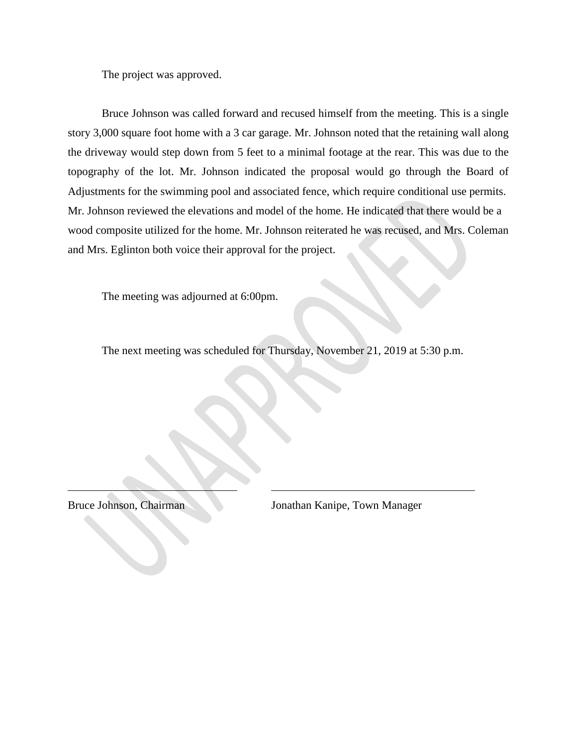The project was approved.

Bruce Johnson was called forward and recused himself from the meeting. This is a single story 3,000 square foot home with a 3 car garage. Mr. Johnson noted that the retaining wall along the driveway would step down from 5 feet to a minimal footage at the rear. This was due to the topography of the lot. Mr. Johnson indicated the proposal would go through the Board of Adjustments for the swimming pool and associated fence, which require conditional use permits. Mr. Johnson reviewed the elevations and model of the home. He indicated that there would be a wood composite utilized for the home. Mr. Johnson reiterated he was recused, and Mrs. Coleman and Mrs. Eglinton both voice their approval for the project.

The meeting was adjourned at 6:00pm.

The next meeting was scheduled for Thursday, November 21, 2019 at 5:30 p.m.

UNAPPROVED

\_\_\_\_\_\_\_\_\_\_\_\_\_\_\_\_\_\_\_\_\_\_\_\_\_\_\_\_\_\_ \_\_\_\_\_\_\_\_\_\_\_\_\_\_\_\_\_\_\_\_\_\_\_\_\_\_\_\_\_\_\_\_\_\_\_\_

Bruce Johnson, Chairman

Jonathan Kanipe, Town Manager